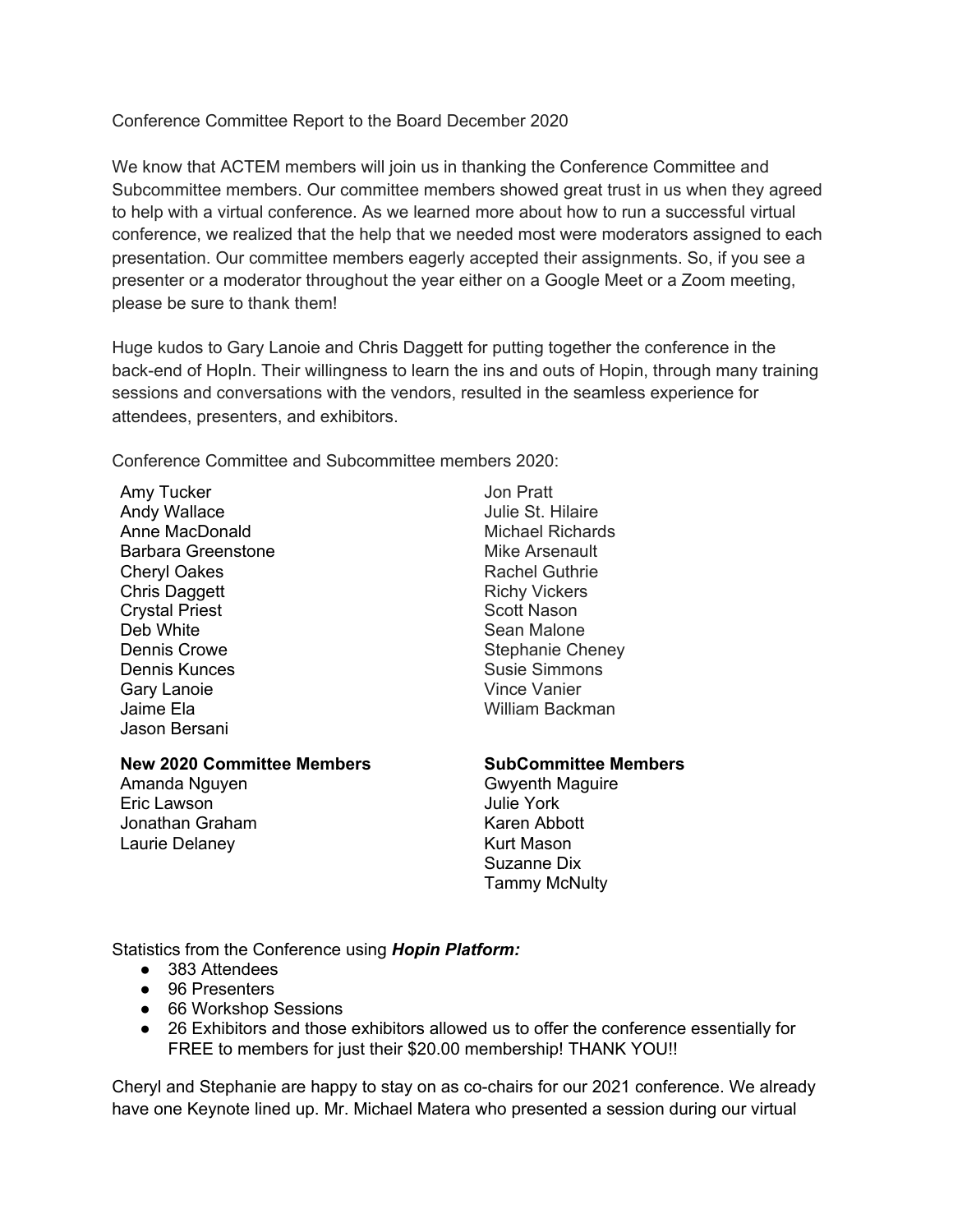Conference Committee Report to the Board December 2020

We know that ACTEM members will join us in thanking the Conference Committee and Subcommittee members. Our committee members showed great trust in us when they agreed to help with a virtual conference. As we learned more about how to run a successful virtual conference, we realized that the help that we needed most were moderators assigned to each presentation. Our committee members eagerly accepted their assignments. So, if you see a presenter or a moderator throughout the year either on a Google Meet or a Zoom meeting, please be sure to thank them!

Huge kudos to Gary Lanoie and Chris Daggett for putting together the conference in the back-end of HopIn. Their willingness to learn the ins and outs of Hopin, through many training sessions and conversations with the vendors, resulted in the seamless experience for attendees, presenters, and exhibitors.

Conference Committee and Subcommittee members 2020:

Amy Tucker
Andy Wallace
Anne MacDonald
Barbara Greenstone
Cheryl Oakes
Chris Daggett
Crystal Priest
Deb White
Dennis Crowe
Dennis Kunces
Gary Lanoie
Jaime Ela
Jason Bersani
Jon Pratt
Julie St. Hilaire
Michael Richards
Mike Arsenault
Rachel Guthrie
Richy Vickers
Scott Nason
Sean Malone
Stephanie Cheney
Susie Simmons
Vince Vanier
William Backman

**New 2020 Committee Members**
Amanda Nguyen
Eric Lawson
Jonathan Graham
Laurie Delaney

**SubCommittee Members**
Gwyenth Maguire
Julie York
Karen Abbott
Kurt Mason
Suzanne Dix
Tammy McNulty

Statistics from the Conference using ***Hopin Platform:***

- 383 Attendees
- 96 Presenters
- 66 Workshop Sessions
- 26 Exhibitors and those exhibitors allowed us to offer the conference essentially for FREE to members for just their $20.00 membership! THANK YOU!!

Cheryl and Stephanie are happy to stay on as co-chairs for our 2021 conference. We already have one Keynote lined up. Mr. Michael Matera who presented a session during our virtual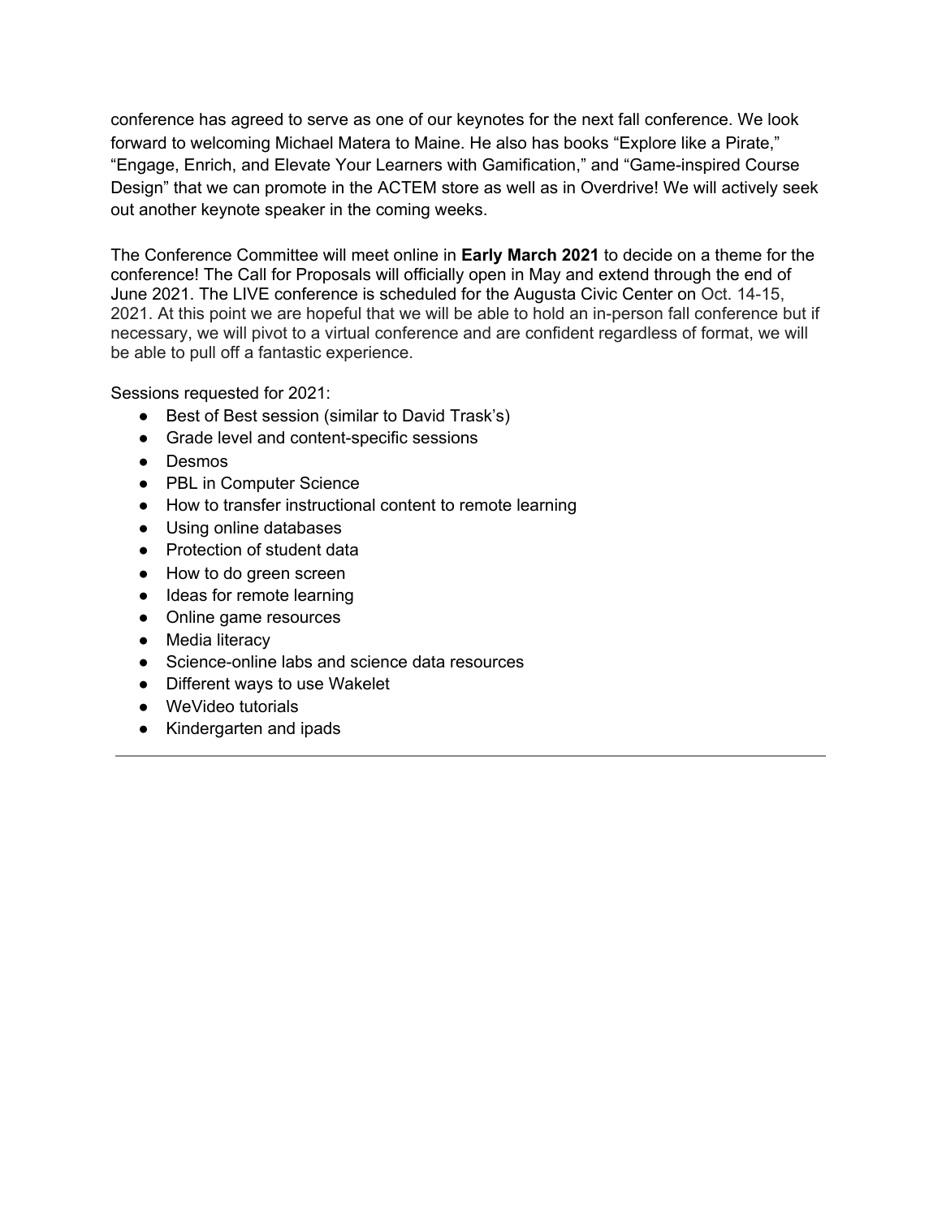conference has agreed to serve as one of our keynotes for the next fall conference. We look forward to welcoming Michael Matera to Maine. He also has books “Explore like a Pirate,” “Engage, Enrich, and Elevate Your Learners with Gamification,” and “Game-inspired Course Design” that we can promote in the ACTEM store as well as in Overdrive! We will actively seek out another keynote speaker in the coming weeks.

The Conference Committee will meet online in **Early March 2021** to decide on a theme for the conference! The Call for Proposals will officially open in May and extend through the end of June 2021. The LIVE conference is scheduled for the Augusta Civic Center on Oct. 14-15, 2021. At this point we are hopeful that we will be able to hold an in-person fall conference but if necessary, we will pivot to a virtual conference and are confident regardless of format, we will be able to pull off a fantastic experience.

Sessions requested for 2021:

- Best of Best session (similar to David Trask’s)
- Grade level and content-specific sessions
- Desmos
- PBL in Computer Science
- How to transfer instructional content to remote learning
- Using online databases
- Protection of student data
- How to do green screen
- Ideas for remote learning
- Online game resources
- Media literacy
- Science-online labs and science data resources
- Different ways to use Wakelet
- WeVideo tutorials
- Kindergarten and ipads

---